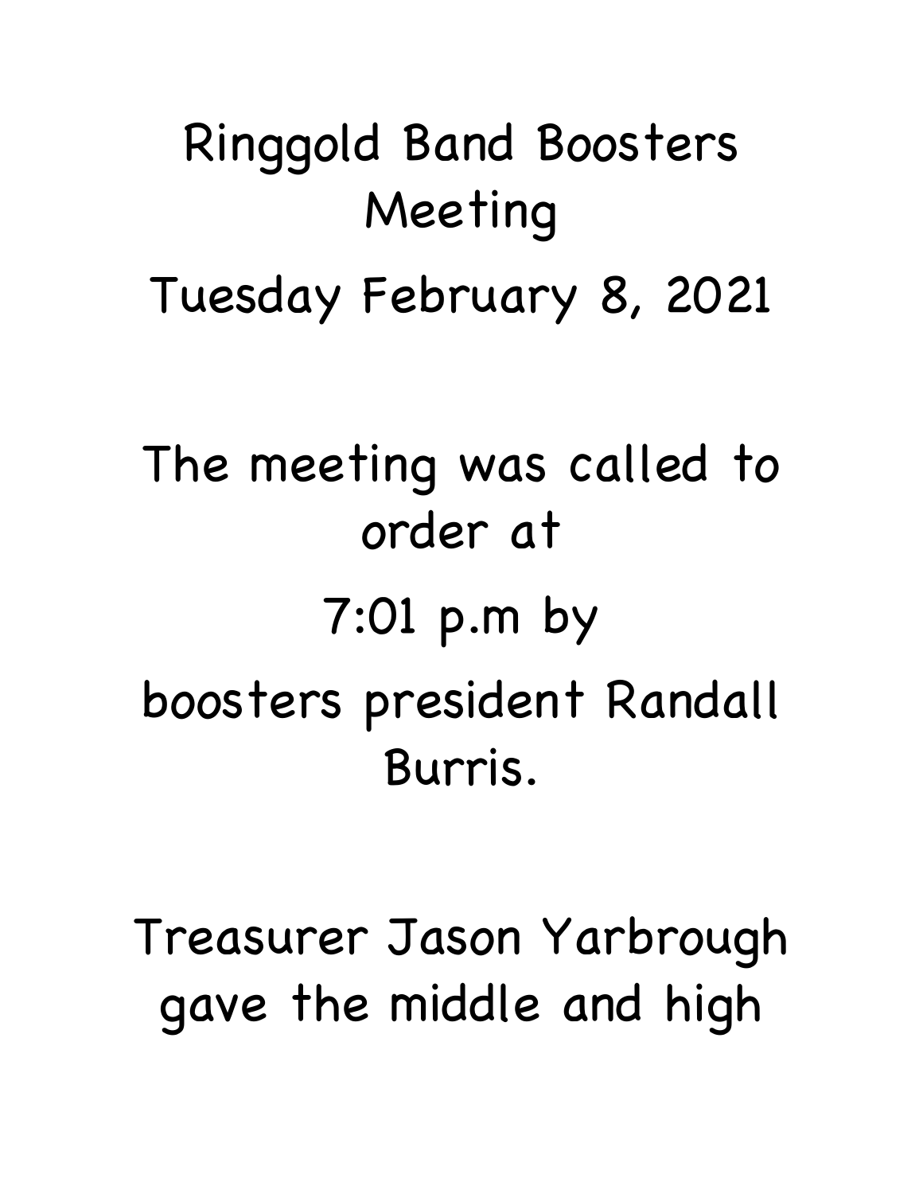# Ringgold Band Boosters Meeting

Tuesday February 8, 2021

The meeting was called to order at 7:01 p.m by boosters president Randall Burris.

Treasurer Jason Yarbrough gave the middle and high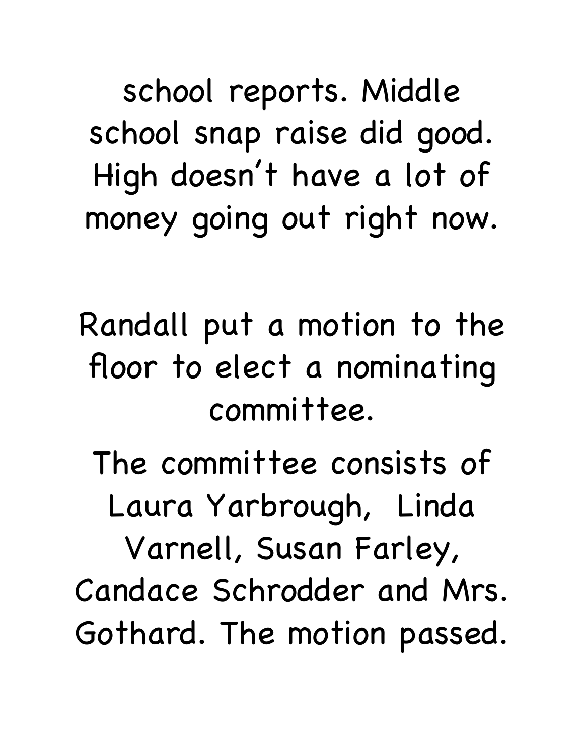school reports. Middle school snap raise did good. High doesn't have a lot of money going out right now.

Randall put a motion to the floor to elect a nominating committee.

The committee consists of Laura Yarbrough, Linda Varnell, Susan Farley, Candace Schrodder and Mrs. Gothard. The motion passed.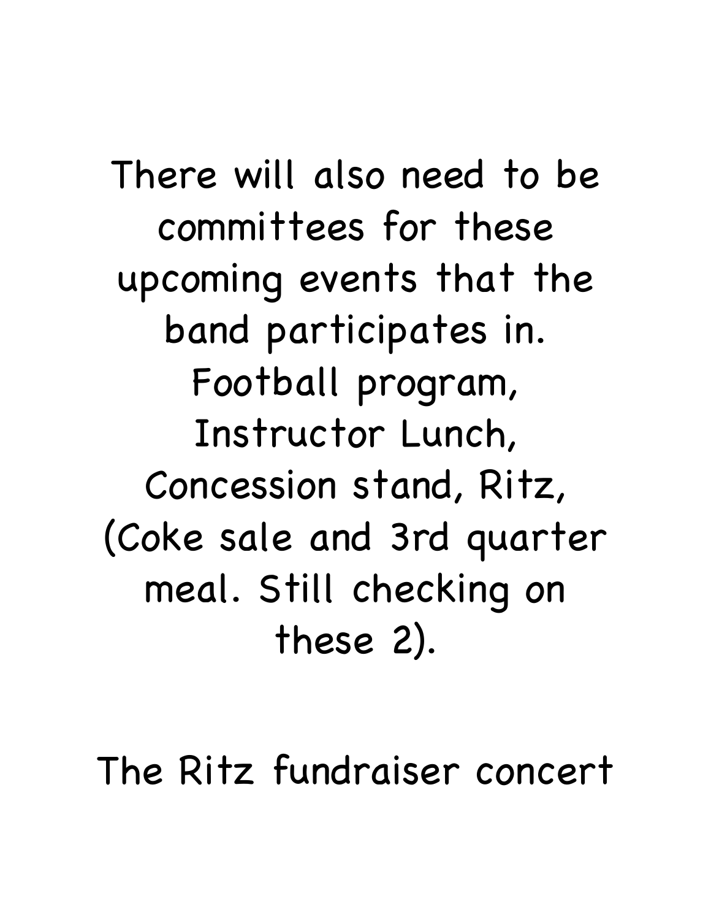There will also need to be committees for these upcoming events that the band participates in. Football program, Instructor Lunch, Concession stand, Ritz, (Coke sale and 3rd quarter meal. Still checking on these 2).

The Ritz fundraiser concert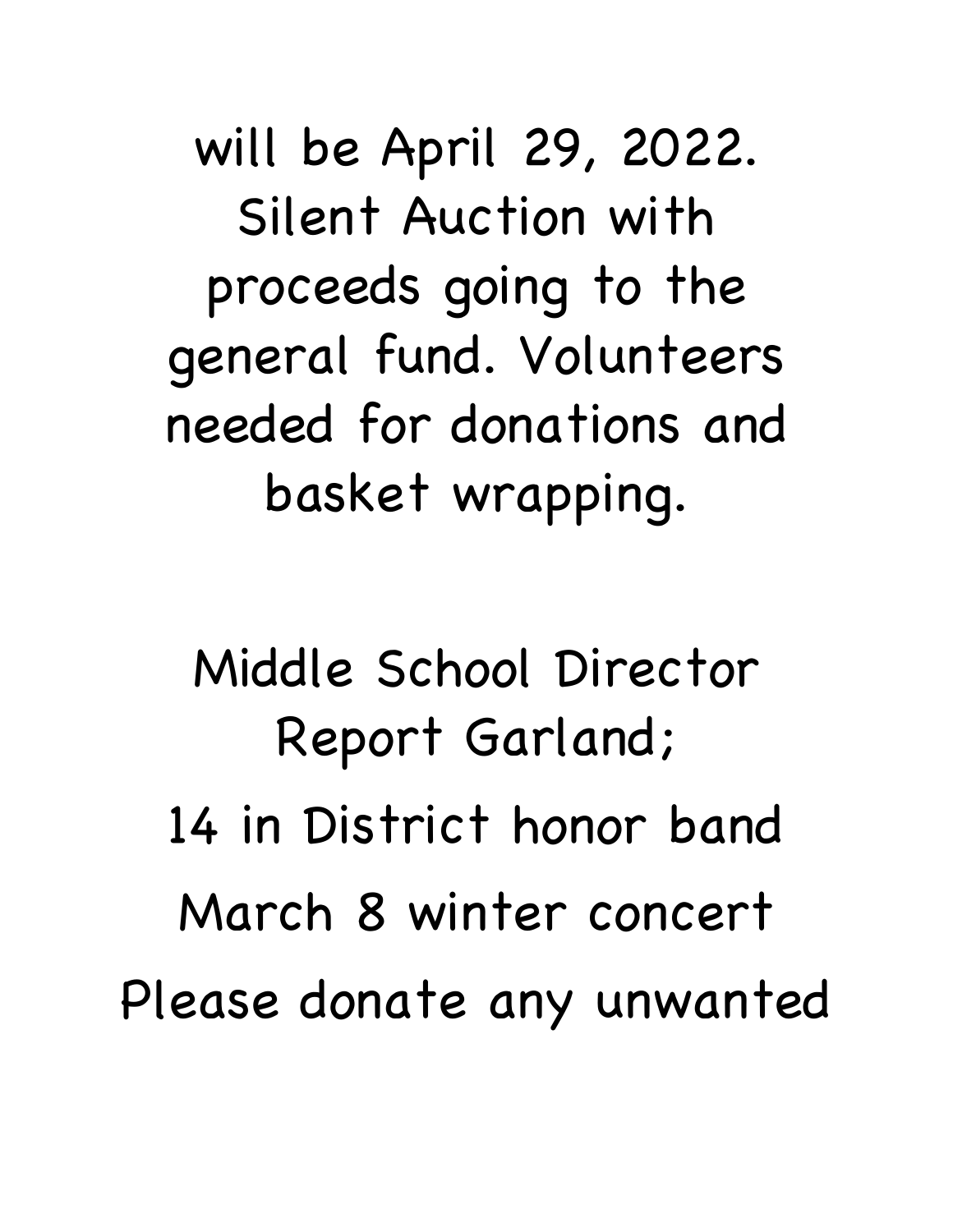will be April 29, 2022. Silent Auction with proceeds going to the general fund. Volunteers needed for donations and basket wrapping.

Middle School Director Report Garland;

14 in District honor band

March 8 winter concert

Please donate any unwanted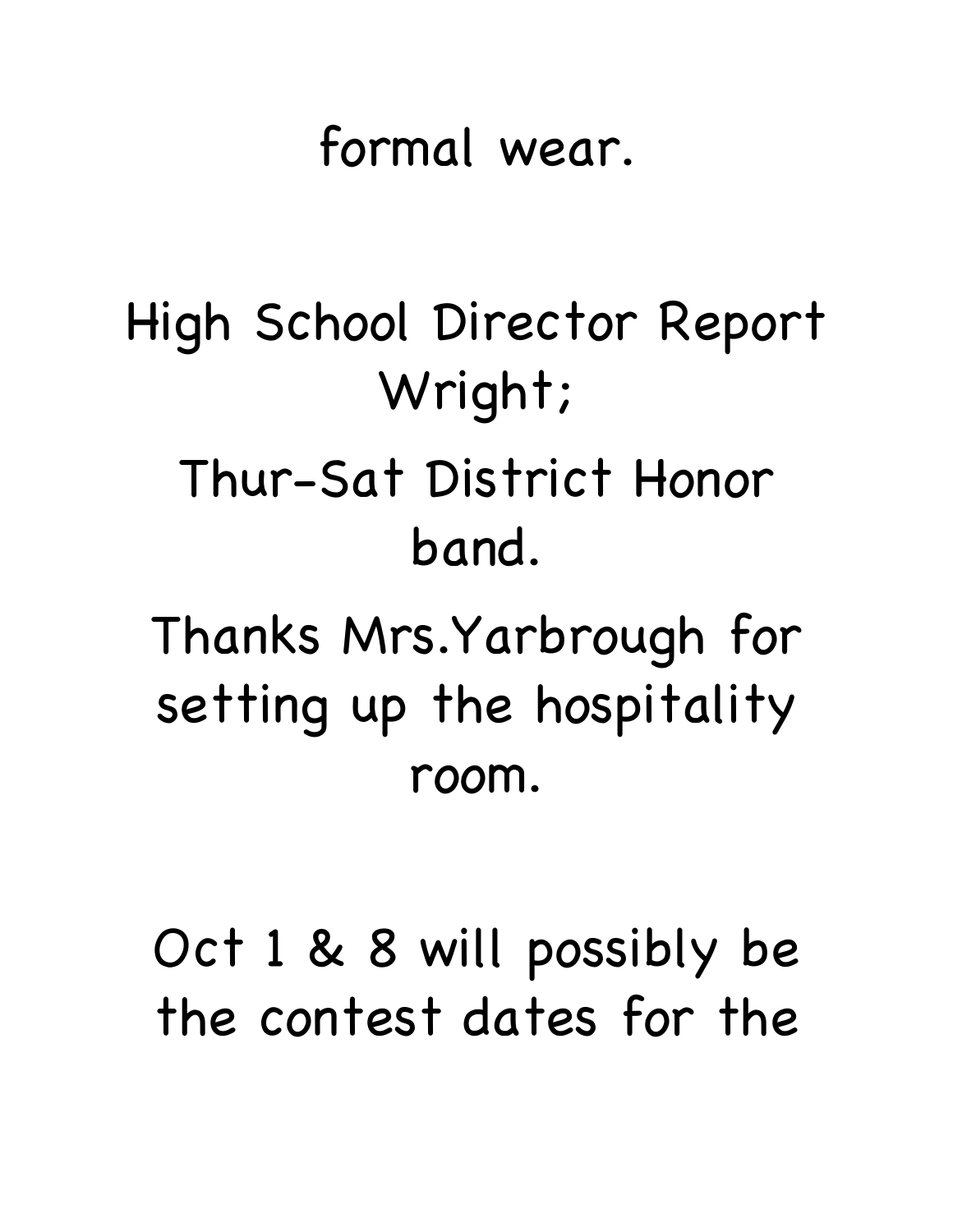formal wear.

High School Director Report Wright;

Thur-Sat District Honor band.

Thanks Mrs.Yarbrough for setting up the hospitality room.

Oct 1 & 8 will possibly be the contest dates for the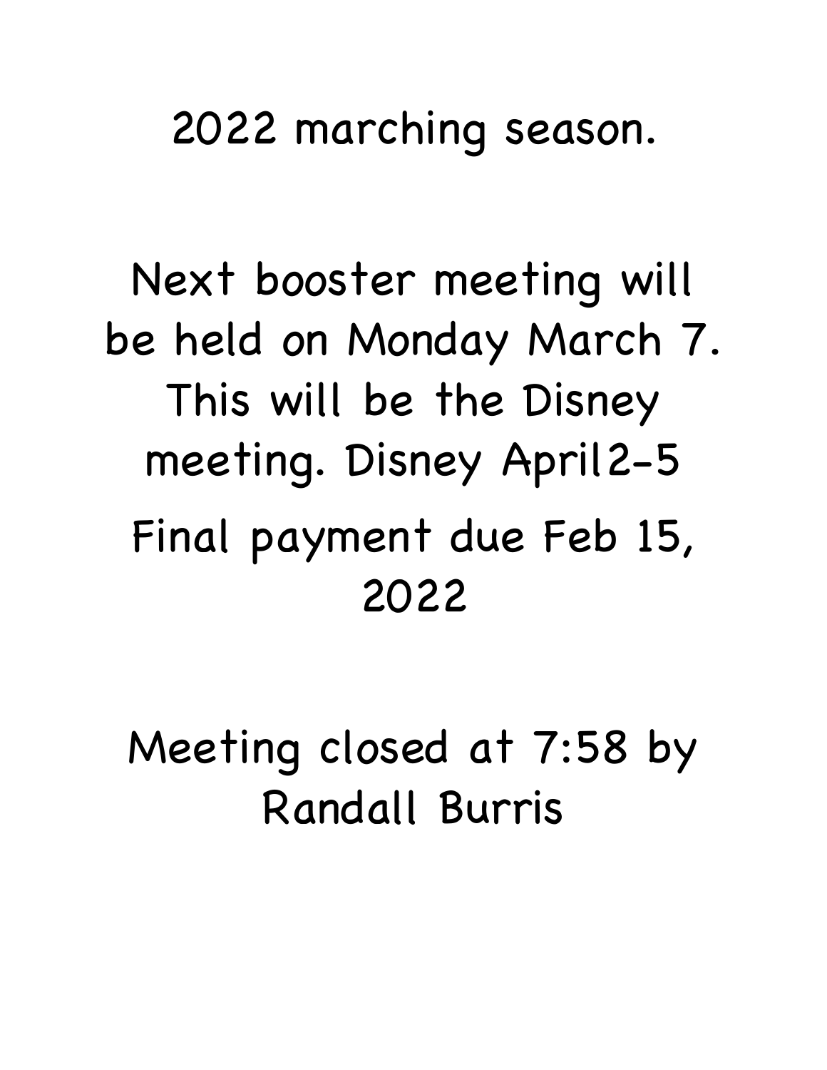2022 marching season.

Next booster meeting will be held on Monday March 7. This will be the Disney meeting. Disney April2-5

Final payment due Feb 15, 2022

Meeting closed at 7:58 by Randall Burris